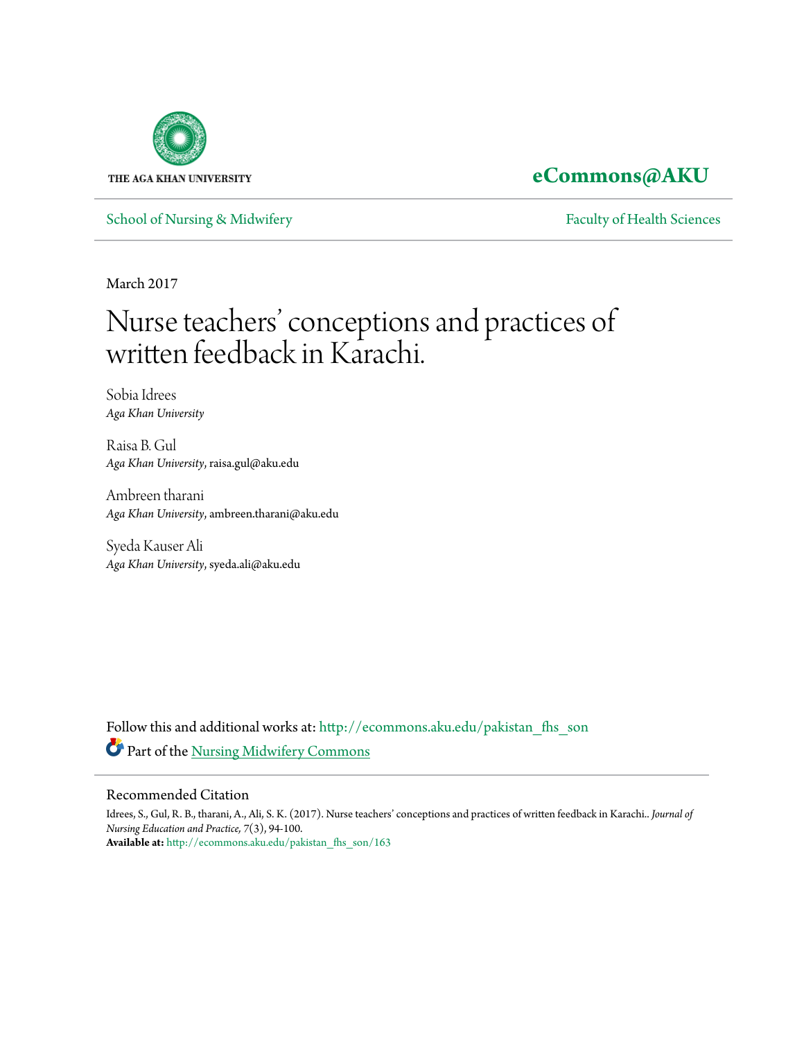THE AGA KHAN UNIVERSITY

**eCommons@AKU**

School of Nursing & Midwifery

Faculty of Health Sciences

March 2017

# Nurse teachers' conceptions and practices of written feedback in Karachi.

Sobia Idrees
*Aga Khan University*

Raisa B. Gul
*Aga Khan University*, raisa.gul@aku.edu

Ambreen tharani
*Aga Khan University*, ambreen.tharani@aku.edu

Syeda Kauser Ali
*Aga Khan University*, syeda.ali@aku.edu

Follow this and additional works at: http://ecommons.aku.edu/pakistan_fhs_son

Part of the Nursing Midwifery Commons

## Recommended Citation

Idrees, S., Gul, R. B., tharani, A., Ali, S. K. (2017). Nurse teachers' conceptions and practices of written feedback in Karachi.. *Journal of Nursing Education and Practice,* 7(3), 94-100.
**Available at:** http://ecommons.aku.edu/pakistan_fhs_son/163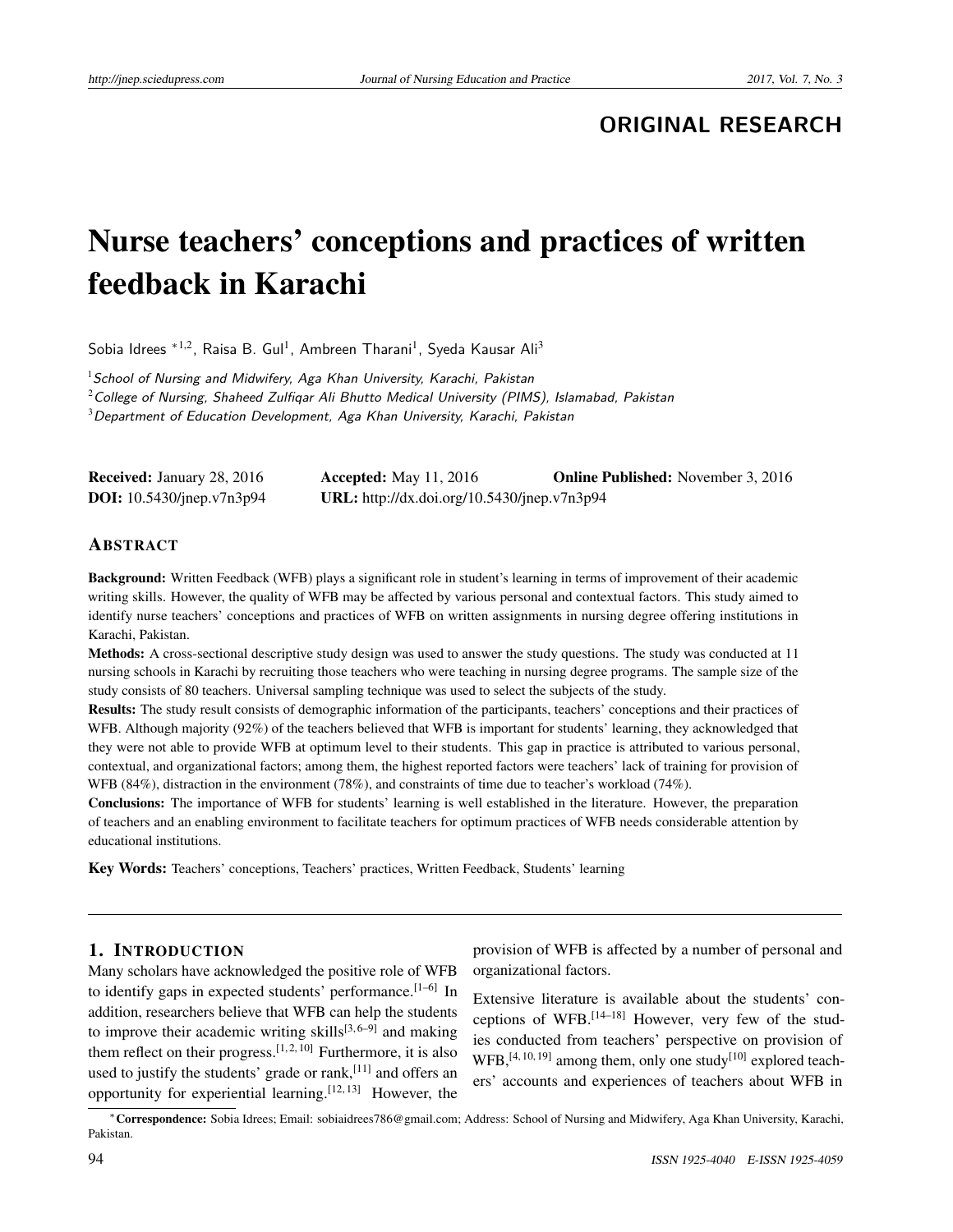ORIGINAL RESEARCH

# Nurse teachers' conceptions and practices of written feedback in Karachi

Sobia Idrees *[1,2], Raisa B. Gul[1], Ambreen Tharani[1], Syeda Kausar Ali[3]

[1] School of Nursing and Midwifery, Aga Khan University, Karachi, Pakistan
[2] College of Nursing, Shaheed Zulfiqar Ali Bhutto Medical University (PIMS), Islamabad, Pakistan
[3] Department of Education Development, Aga Khan University, Karachi, Pakistan

**Received:** January 28, 2016 **Accepted:** May 11, 2016 **Online Published:** November 3, 2016
**DOI:** 10.5430/jnep.v7n3p94 **URL:** http://dx.doi.org/10.5430/jnep.v7n3p94

## Abstract

**Background:** Written Feedback (WFB) plays a significant role in student's learning in terms of improvement of their academic writing skills. However, the quality of WFB may be affected by various personal and contextual factors. This study aimed to identify nurse teachers' conceptions and practices of WFB on written assignments in nursing degree offering institutions in Karachi, Pakistan.

**Methods:** A cross-sectional descriptive study design was used to answer the study questions. The study was conducted at 11 nursing schools in Karachi by recruiting those teachers who were teaching in nursing degree programs. The sample size of the study consists of 80 teachers. Universal sampling technique was used to select the subjects of the study.

**Results:** The study result consists of demographic information of the participants, teachers' conceptions and their practices of WFB. Although majority (92%) of the teachers believed that WFB is important for students' learning, they acknowledged that they were not able to provide WFB at optimum level to their students. This gap in practice is attributed to various personal, contextual, and organizational factors; among them, the highest reported factors were teachers' lack of training for provision of WFB (84%), distraction in the environment (78%), and constraints of time due to teacher's workload (74%).

**Conclusions:** The importance of WFB for students' learning is well established in the literature. However, the preparation of teachers and an enabling environment to facilitate teachers for optimum practices of WFB needs considerable attention by educational institutions.

**Key Words:** Teachers' conceptions, Teachers' practices, Written Feedback, Students' learning

## 1. Introduction

Many scholars have acknowledged the positive role of WFB to identify gaps in expected students' performance.[1–6] In addition, researchers believe that WFB can help the students to improve their academic writing skills[3,6–9] and making them reflect on their progress.[1,2,10] Furthermore, it is also used to justify the students' grade or rank,[11] and offers an opportunity for experiential learning.[12,13] However, the provision of WFB is affected by a number of personal and organizational factors.

Extensive literature is available about the students' conceptions of WFB.[14–18] However, very few of the studies conducted from teachers' perspective on provision of WFB,[4,10,19] among them, only one study[10] explored teachers' accounts and experiences of teachers about WFB in

*Correspondence: Sobia Idrees; Email: sobiaidrees786@gmail.com; Address: School of Nursing and Midwifery, Aga Khan University, Karachi, Pakistan.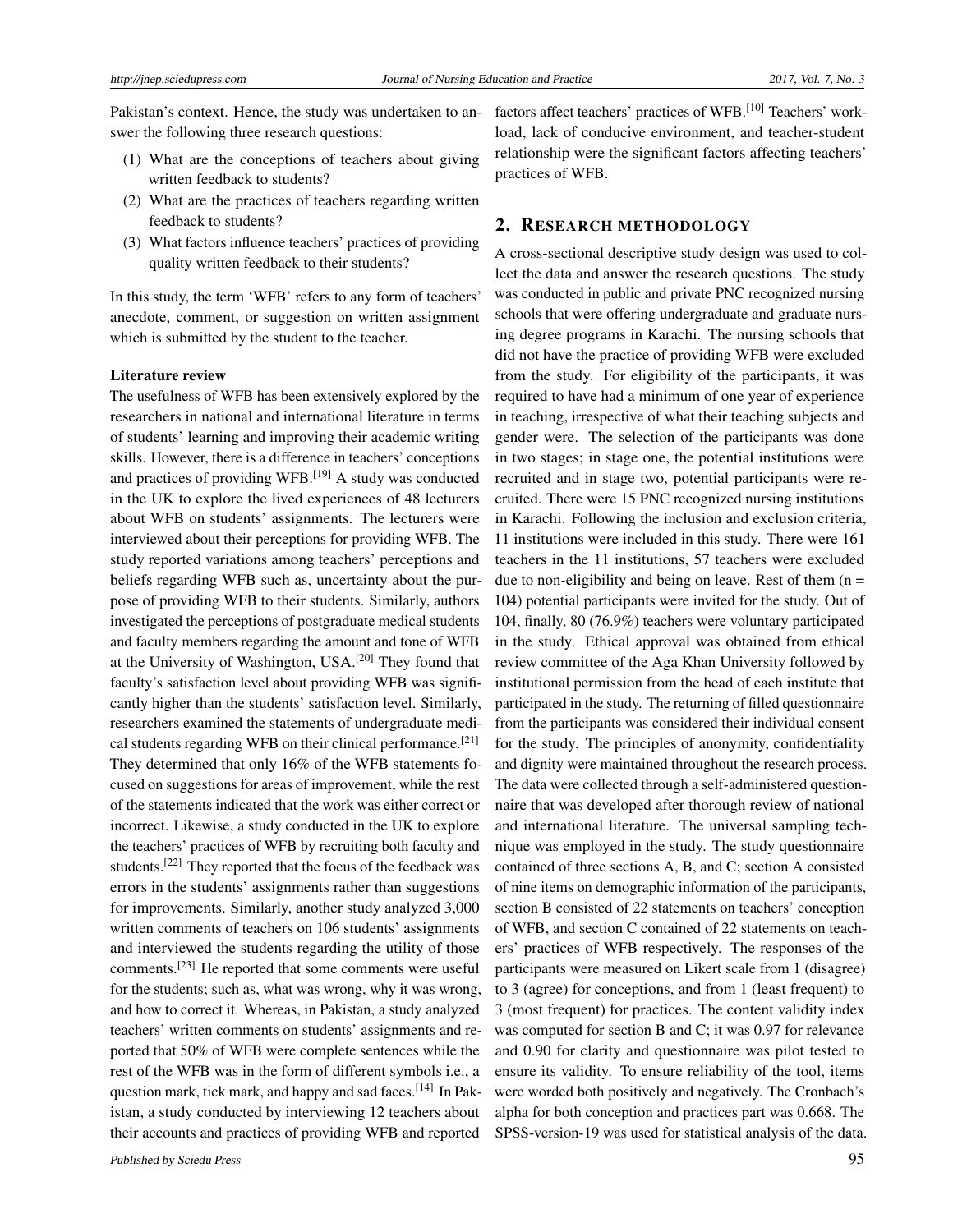Pakistan's context. Hence, the study was undertaken to answer the following three research questions:

(1) What are the conceptions of teachers about giving written feedback to students?
(2) What are the practices of teachers regarding written feedback to students?
(3) What factors influence teachers' practices of providing quality written feedback to their students?

In this study, the term 'WFB' refers to any form of teachers' anecdote, comment, or suggestion on written assignment which is submitted by the student to the teacher.

### Literature review

The usefulness of WFB has been extensively explored by the researchers in national and international literature in terms of students' learning and improving their academic writing skills. However, there is a difference in teachers' conceptions and practices of providing WFB.[19] A study was conducted in the UK to explore the lived experiences of 48 lecturers about WFB on students' assignments. The lecturers were interviewed about their perceptions for providing WFB. The study reported variations among teachers' perceptions and beliefs regarding WFB such as, uncertainty about the purpose of providing WFB to their students. Similarly, authors investigated the perceptions of postgraduate medical students and faculty members regarding the amount and tone of WFB at the University of Washington, USA.[20] They found that faculty's satisfaction level about providing WFB was significantly higher than the students' satisfaction level. Similarly, researchers examined the statements of undergraduate medical students regarding WFB on their clinical performance.[21] They determined that only 16% of the WFB statements focused on suggestions for areas of improvement, while the rest of the statements indicated that the work was either correct or incorrect. Likewise, a study conducted in the UK to explore the teachers' practices of WFB by recruiting both faculty and students.[22] They reported that the focus of the feedback was errors in the students' assignments rather than suggestions for improvements. Similarly, another study analyzed 3,000 written comments of teachers on 106 students' assignments and interviewed the students regarding the utility of those comments.[23] He reported that some comments were useful for the students; such as, what was wrong, why it was wrong, and how to correct it. Whereas, in Pakistan, a study analyzed teachers' written comments on students' assignments and reported that 50% of WFB were complete sentences while the rest of the WFB was in the form of different symbols i.e., a question mark, tick mark, and happy and sad faces.[14] In Pakistan, a study conducted by interviewing 12 teachers about their accounts and practices of providing WFB and reported factors affect teachers' practices of WFB.[10] Teachers' workload, lack of conducive environment, and teacher-student relationship were the significant factors affecting teachers' practices of WFB.

## 2. Research methodology

A cross-sectional descriptive study design was used to collect the data and answer the research questions. The study was conducted in public and private PNC recognized nursing schools that were offering undergraduate and graduate nursing degree programs in Karachi. The nursing schools that did not have the practice of providing WFB were excluded from the study. For eligibility of the participants, it was required to have had a minimum of one year of experience in teaching, irrespective of what their teaching subjects and gender were. The selection of the participants was done in two stages; in stage one, the potential institutions were recruited and in stage two, potential participants were recruited. There were 15 PNC recognized nursing institutions in Karachi. Following the inclusion and exclusion criteria, 11 institutions were included in this study. There were 161 teachers in the 11 institutions, 57 teachers were excluded due to non-eligibility and being on leave. Rest of them ($n = 104$) potential participants were invited for the study. Out of 104, finally, 80 (76.9%) teachers were voluntary participated in the study. Ethical approval was obtained from ethical review committee of the Aga Khan University followed by institutional permission from the head of each institute that participated in the study. The returning of filled questionnaire from the participants was considered their individual consent for the study. The principles of anonymity, confidentiality and dignity were maintained throughout the research process. The data were collected through a self-administered questionnaire that was developed after thorough review of national and international literature. The universal sampling technique was employed in the study. The study questionnaire contained of three sections A, B, and C; section A consisted of nine items on demographic information of the participants, section B consisted of 22 statements on teachers' conception of WFB, and section C contained of 22 statements on teachers' practices of WFB respectively. The responses of the participants were measured on Likert scale from 1 (disagree) to 3 (agree) for conceptions, and from 1 (least frequent) to 3 (most frequent) for practices. The content validity index was computed for section B and C; it was 0.97 for relevance and 0.90 for clarity and questionnaire was pilot tested to ensure its validity. To ensure reliability of the tool, items were worded both positively and negatively. The Cronbach's alpha for both conception and practices part was 0.668. The SPSS-version-19 was used for statistical analysis of the data.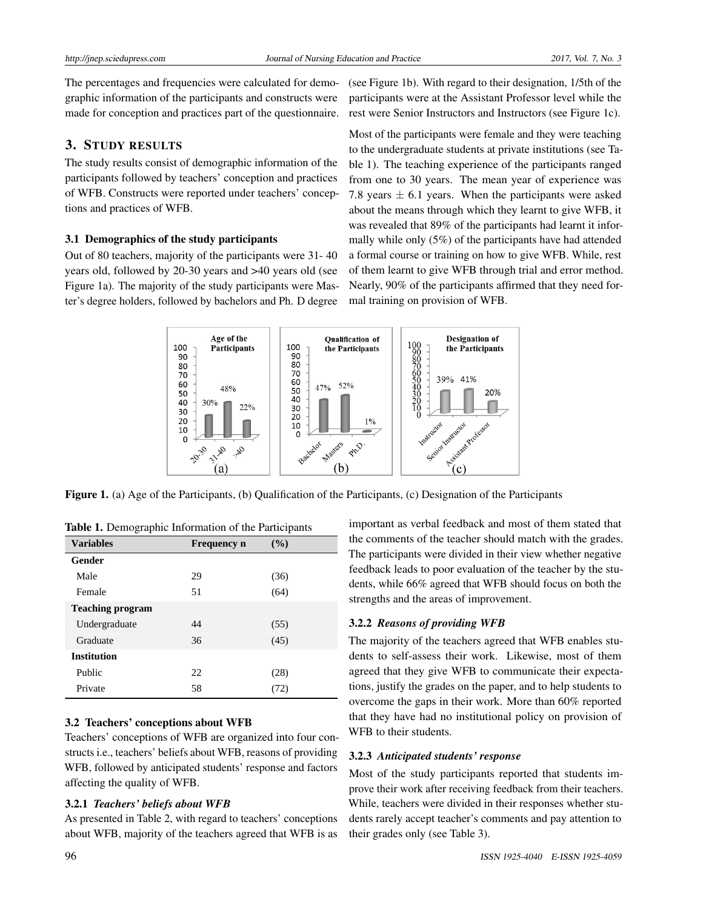The percentages and frequencies were calculated for demographic information of the participants and constructs were made for conception and practices part of the questionnaire.

## 3. STUDY RESULTS

The study results consist of demographic information of the participants followed by teachers' conception and practices of WFB. Constructs were reported under teachers' conceptions and practices of WFB.

### 3.1 Demographics of the study participants

Out of 80 teachers, majority of the participants were 31- 40 years old, followed by 20-30 years and >40 years old (see Figure 1a). The majority of the study participants were Master's degree holders, followed by bachelors and Ph. D degree (see Figure 1b). With regard to their designation, 1/5th of the participants were at the Assistant Professor level while the rest were Senior Instructors and Instructors (see Figure 1c).

Most of the participants were female and they were teaching to the undergraduate students at private institutions (see Table 1). The teaching experience of the participants ranged from one to 30 years. The mean year of experience was 7.8 years $\pm$ 6.1 years. When the participants were asked about the means through which they learnt to give WFB, it was revealed that 89% of the participants had learnt it informally while only (5%) of the participants have had attended a formal course or training on how to give WFB. While, rest of them learnt to give WFB through trial and error method. Nearly, 90% of the participants affirmed that they need formal training on provision of WFB.

**Figure 1.** (a) Age of the Participants, (b) Qualification of the Participants, (c) Designation of the Participants

**Table 1.** Demographic Information of the Participants

| Variables | Frequency n | (%) |
|---|---|---|
| **Gender** | | |
| Male | 29 | (36) |
| Female | 51 | (64) |
| **Teaching program** | | |
| Undergraduate | 44 | (55) |
| Graduate | 36 | (45) |
| **Institution** | | |
| Public | 22 | (28) |
| Private | 58 | (72) |

### 3.2 Teachers' conceptions about WFB

Teachers' conceptions of WFB are organized into four constructs i.e., teachers' beliefs about WFB, reasons of providing WFB, followed by anticipated students' response and factors affecting the quality of WFB.

#### 3.2.1 *Teachers' beliefs about WFB*

As presented in Table 2, with regard to teachers' conceptions about WFB, majority of the teachers agreed that WFB is as important as verbal feedback and most of them stated that the comments of the teacher should match with the grades. The participants were divided in their view whether negative feedback leads to poor evaluation of the teacher by the students, while 66% agreed that WFB should focus on both the strengths and the areas of improvement.

#### 3.2.2 *Reasons of providing WFB*

The majority of the teachers agreed that WFB enables students to self-assess their work. Likewise, most of them agreed that they give WFB to communicate their expectations, justify the grades on the paper, and to help students to overcome the gaps in their work. More than 60% reported that they have had no institutional policy on provision of WFB to their students.

#### 3.2.3 *Anticipated students' response*

Most of the study participants reported that students improve their work after receiving feedback from their teachers. While, teachers were divided in their responses whether students rarely accept teacher's comments and pay attention to their grades only (see Table 3).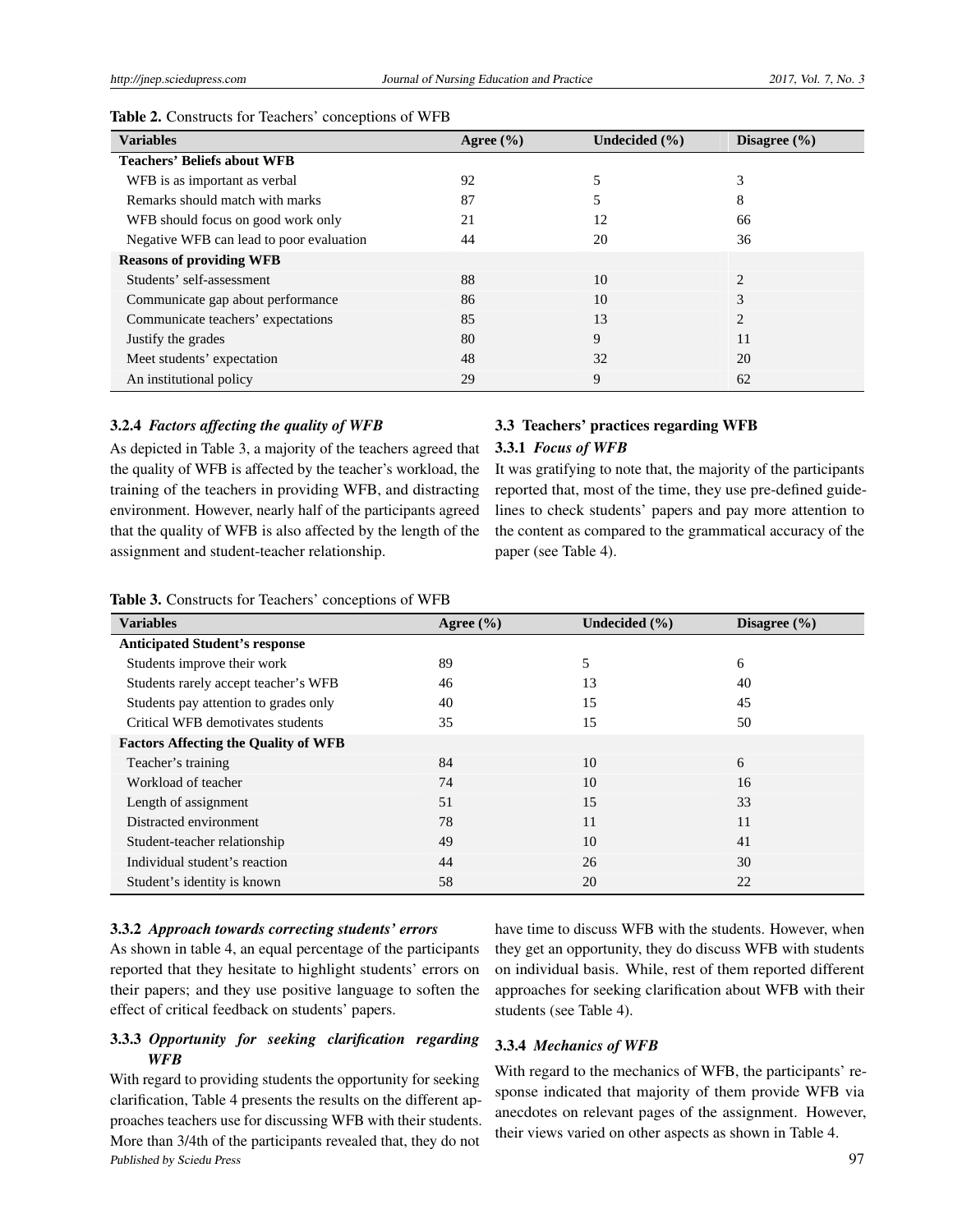**Table 2.** Constructs for Teachers' conceptions of WFB

| Variables | Agree (%) | Undecided (%) | Disagree (%) |
|---|---|---|---|
| **Teachers' Beliefs about WFB** | | | |
| WFB is as important as verbal | 92 | 5 | 3 |
| Remarks should match with marks | 87 | 5 | 8 |
| WFB should focus on good work only | 21 | 12 | 66 |
| Negative WFB can lead to poor evaluation | 44 | 20 | 36 |
| **Reasons of providing WFB** | | | |
| Students' self-assessment | 88 | 10 | 2 |
| Communicate gap about performance | 86 | 10 | 3 |
| Communicate teachers' expectations | 85 | 13 | 2 |
| Justify the grades | 80 | 9 | 11 |
| Meet students' expectation | 48 | 32 | 20 |
| An institutional policy | 29 | 9 | 62 |

#### 3.2.4 *Factors affecting the quality of WFB*

As depicted in Table 3, a majority of the teachers agreed that the quality of WFB is affected by the teacher's workload, the training of the teachers in providing WFB, and distracting environment. However, nearly half of the participants agreed that the quality of WFB is also affected by the length of the assignment and student-teacher relationship.

### 3.3 Teachers' practices regarding WFB

#### 3.3.1 *Focus of WFB*

It was gratifying to note that, the majority of the participants reported that, most of the time, they use pre-defined guidelines to check students' papers and pay more attention to the content as compared to the grammatical accuracy of the paper (see Table 4).

**Table 3.** Constructs for Teachers' conceptions of WFB

| Variables | Agree (%) | Undecided (%) | Disagree (%) |
|---|---|---|---|
| **Anticipated Student's response** | | | |
| Students improve their work | 89 | 5 | 6 |
| Students rarely accept teacher's WFB | 46 | 13 | 40 |
| Students pay attention to grades only | 40 | 15 | 45 |
| Critical WFB demotivates students | 35 | 15 | 50 |
| **Factors Affecting the Quality of WFB** | | | |
| Teacher's training | 84 | 10 | 6 |
| Workload of teacher | 74 | 10 | 16 |
| Length of assignment | 51 | 15 | 33 |
| Distracted environment | 78 | 11 | 11 |
| Student-teacher relationship | 49 | 10 | 41 |
| Individual student's reaction | 44 | 26 | 30 |
| Student's identity is known | 58 | 20 | 22 |

#### 3.3.2 *Approach towards correcting students' errors*

As shown in table 4, an equal percentage of the participants reported that they hesitate to highlight students' errors on their papers; and they use positive language to soften the effect of critical feedback on students' papers.

#### 3.3.3 *Opportunity for seeking clarification regarding WFB*

With regard to providing students the opportunity for seeking clarification, Table 4 presents the results on the different approaches teachers use for discussing WFB with their students. More than 3/4th of the participants revealed that, they do not have time to discuss WFB with the students. However, when they get an opportunity, they do discuss WFB with students on individual basis. While, rest of them reported different approaches for seeking clarification about WFB with their students (see Table 4).

#### 3.3.4 *Mechanics of WFB*

With regard to the mechanics of WFB, the participants' response indicated that majority of them provide WFB via anecdotes on relevant pages of the assignment. However, their views varied on other aspects as shown in Table 4.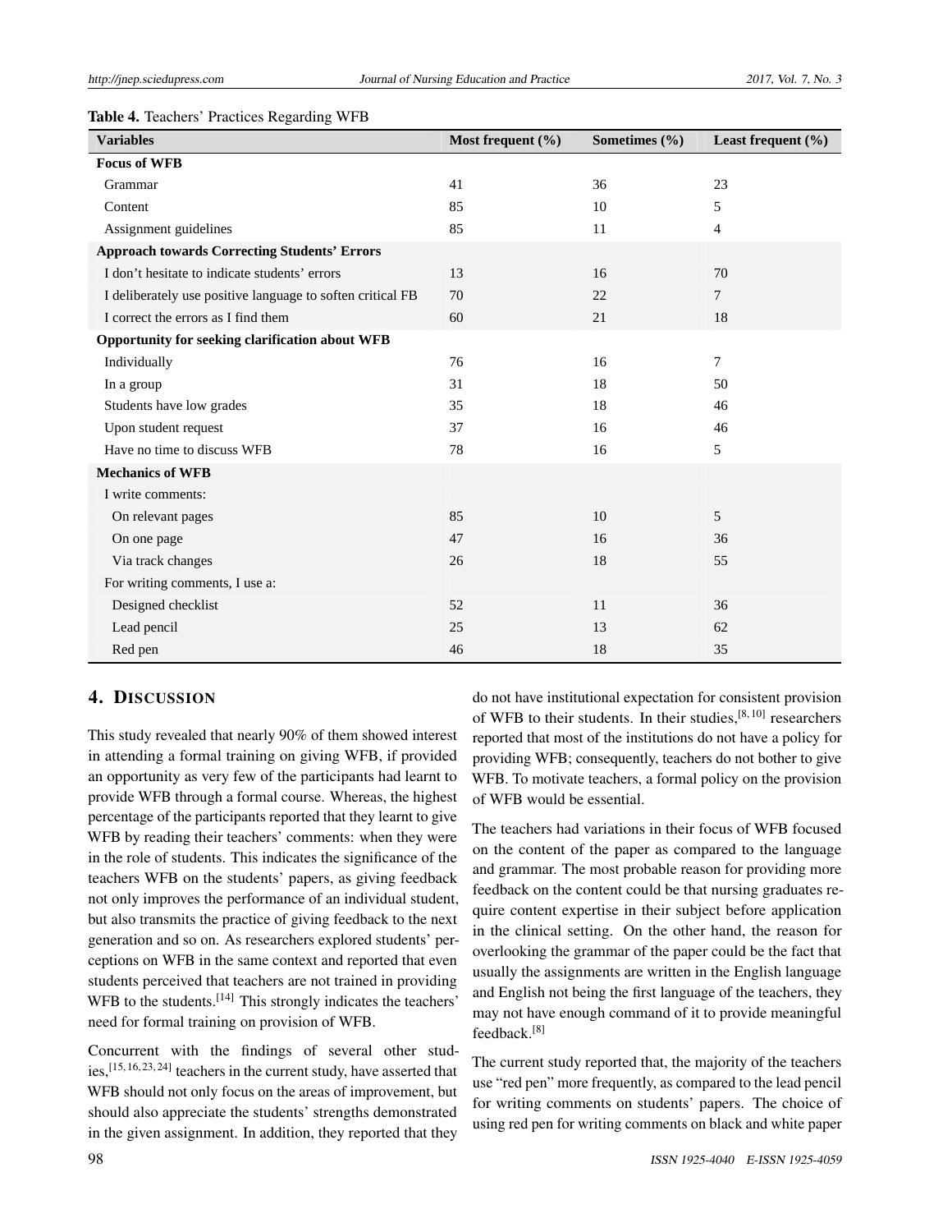**Table 4.** Teachers' Practices Regarding WFB

| Variables | Most frequent (%) | Sometimes (%) | Least frequent (%) |
|---|---|---|---|
| **Focus of WFB** | | | |
| Grammar | 41 | 36 | 23 |
| Content | 85 | 10 | 5 |
| Assignment guidelines | 85 | 11 | 4 |
| **Approach towards Correcting Students' Errors** | | | |
| I don't hesitate to indicate students' errors | 13 | 16 | 70 |
| I deliberately use positive language to soften critical FB | 70 | 22 | 7 |
| I correct the errors as I find them | 60 | 21 | 18 |
| **Opportunity for seeking clarification about WFB** | | | |
| Individually | 76 | 16 | 7 |
| In a group | 31 | 18 | 50 |
| Students have low grades | 35 | 18 | 46 |
| Upon student request | 37 | 16 | 46 |
| Have no time to discuss WFB | 78 | 16 | 5 |
| **Mechanics of WFB** | | | |
| I write comments: | | | |
| On relevant pages | 85 | 10 | 5 |
| On one page | 47 | 16 | 36 |
| Via track changes | 26 | 18 | 55 |
| For writing comments, I use a: | | | |
| Designed checklist | 52 | 11 | 36 |
| Lead pencil | 25 | 13 | 62 |
| Red pen | 46 | 18 | 35 |

## 4. DISCUSSION

This study revealed that nearly 90% of them showed interest in attending a formal training on giving WFB, if provided an opportunity as very few of the participants had learnt to provide WFB through a formal course. Whereas, the highest percentage of the participants reported that they learnt to give WFB by reading their teachers' comments: when they were in the role of students. This indicates the significance of the teachers WFB on the students' papers, as giving feedback not only improves the performance of an individual student, but also transmits the practice of giving feedback to the next generation and so on. As researchers explored students' perceptions on WFB in the same context and reported that even students perceived that teachers are not trained in providing WFB to the students.[14] This strongly indicates the teachers' need for formal training on provision of WFB.

Concurrent with the findings of several other studies,[15, 16, 23, 24] teachers in the current study, have asserted that WFB should not only focus on the areas of improvement, but should also appreciate the students' strengths demonstrated in the given assignment. In addition, they reported that they do not have institutional expectation for consistent provision of WFB to their students. In their studies,[8, 10] researchers reported that most of the institutions do not have a policy for providing WFB; consequently, teachers do not bother to give WFB. To motivate teachers, a formal policy on the provision of WFB would be essential.

The teachers had variations in their focus of WFB focused on the content of the paper as compared to the language and grammar. The most probable reason for providing more feedback on the content could be that nursing graduates require content expertise in their subject before application in the clinical setting. On the other hand, the reason for overlooking the grammar of the paper could be the fact that usually the assignments are written in the English language and English not being the first language of the teachers, they may not have enough command of it to provide meaningful feedback.[8]

The current study reported that, the majority of the teachers use "red pen" more frequently, as compared to the lead pencil for writing comments on students' papers. The choice of using red pen for writing comments on black and white paper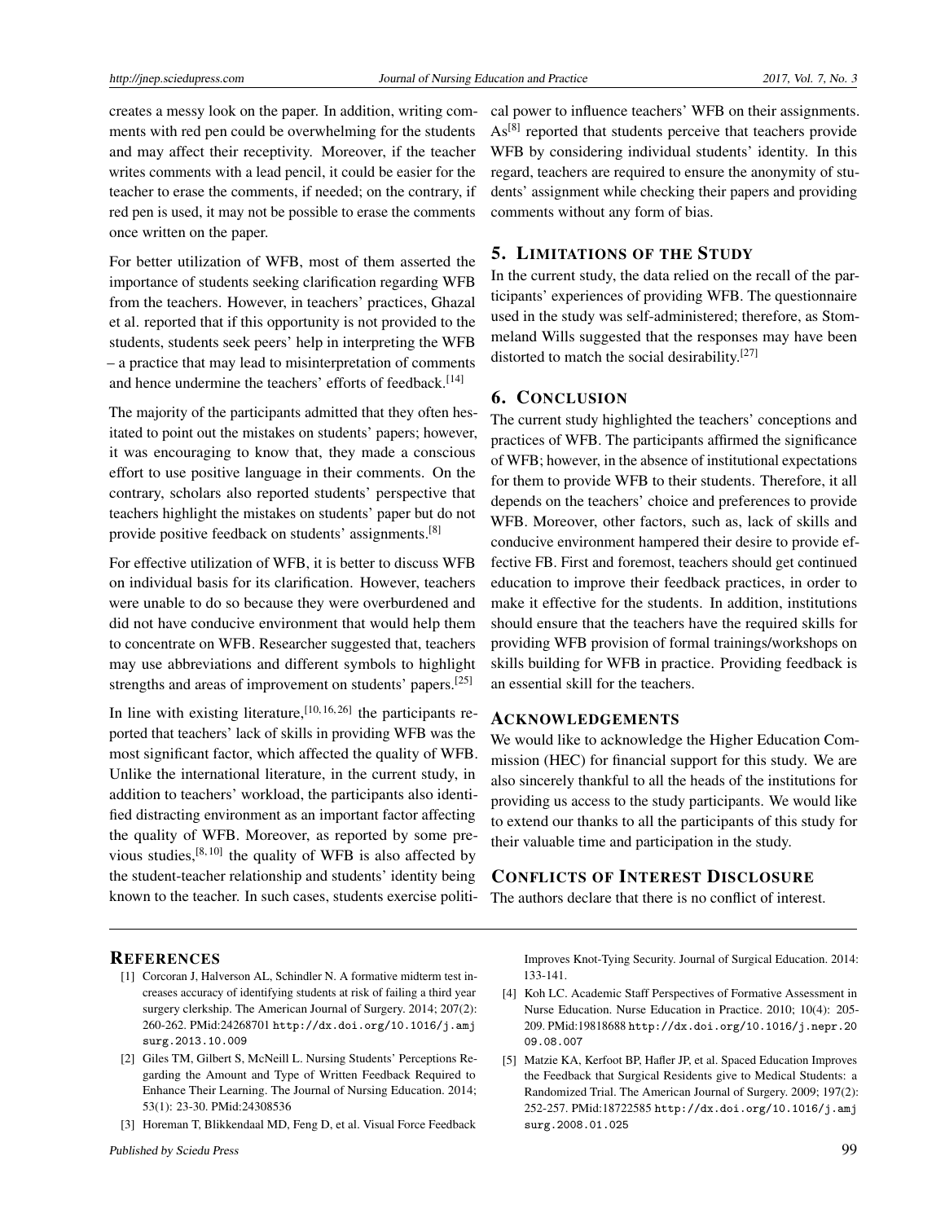creates a messy look on the paper. In addition, writing comments with red pen could be overwhelming for the students and may affect their receptivity. Moreover, if the teacher writes comments with a lead pencil, it could be easier for the teacher to erase the comments, if needed; on the contrary, if red pen is used, it may not be possible to erase the comments once written on the paper.

For better utilization of WFB, most of them asserted the importance of students seeking clarification regarding WFB from the teachers. However, in teachers' practices, Ghazal et al. reported that if this opportunity is not provided to the students, students seek peers' help in interpreting the WFB – a practice that may lead to misinterpretation of comments and hence undermine the teachers' efforts of feedback.[14]

The majority of the participants admitted that they often hesitated to point out the mistakes on students' papers; however, it was encouraging to know that, they made a conscious effort to use positive language in their comments. On the contrary, scholars also reported students' perspective that teachers highlight the mistakes on students' paper but do not provide positive feedback on students' assignments.[8]

For effective utilization of WFB, it is better to discuss WFB on individual basis for its clarification. However, teachers were unable to do so because they were overburdened and did not have conducive environment that would help them to concentrate on WFB. Researcher suggested that, teachers may use abbreviations and different symbols to highlight strengths and areas of improvement on students' papers.[25]

In line with existing literature,[10, 16, 26] the participants reported that teachers' lack of skills in providing WFB was the most significant factor, which affected the quality of WFB. Unlike the international literature, in the current study, in addition to teachers' workload, the participants also identified distracting environment as an important factor affecting the quality of WFB. Moreover, as reported by some previous studies,[8, 10] the quality of WFB is also affected by the student-teacher relationship and students' identity being known to the teacher. In such cases, students exercise political power to influence teachers' WFB on their assignments. As[8] reported that students perceive that teachers provide WFB by considering individual students' identity. In this regard, teachers are required to ensure the anonymity of students' assignment while checking their papers and providing comments without any form of bias.

## 5. LIMITATIONS OF THE STUDY

In the current study, the data relied on the recall of the participants' experiences of providing WFB. The questionnaire used in the study was self-administered; therefore, as Stommeland Wills suggested that the responses may have been distorted to match the social desirability.[27]

## 6. CONCLUSION

The current study highlighted the teachers' conceptions and practices of WFB. The participants affirmed the significance of WFB; however, in the absence of institutional expectations for them to provide WFB to their students. Therefore, it all depends on the teachers' choice and preferences to provide WFB. Moreover, other factors, such as, lack of skills and conducive environment hampered their desire to provide effective FB. First and foremost, teachers should get continued education to improve their feedback practices, in order to make it effective for the students. In addition, institutions should ensure that the teachers have the required skills for providing WFB provision of formal trainings/workshops on skills building for WFB in practice. Providing feedback is an essential skill for the teachers.

## ACKNOWLEDGEMENTS

We would like to acknowledge the Higher Education Commission (HEC) for financial support for this study. We are also sincerely thankful to all the heads of the institutions for providing us access to the study participants. We would like to extend our thanks to all the participants of this study for their valuable time and participation in the study.

## CONFLICTS OF INTEREST DISCLOSURE

The authors declare that there is no conflict of interest.

## REFERENCES

[1] Corcoran J, Halverson AL, Schindler N. A formative midterm test increases accuracy of identifying students at risk of failing a third year surgery clerkship. The American Journal of Surgery. 2014; 207(2): 260-262. PMid:24268701 http://dx.doi.org/10.1016/j.amjsurg.2013.10.009

[2] Giles TM, Gilbert S, McNeill L. Nursing Students' Perceptions Regarding the Amount and Type of Written Feedback Required to Enhance Their Learning. The Journal of Nursing Education. 2014; 53(1): 23-30. PMid:24308536

[3] Horeman T, Blikkendaal MD, Feng D, et al. Visual Force Feedback Improves Knot-Tying Security. Journal of Surgical Education. 2014: 133-141.

[4] Koh LC. Academic Staff Perspectives of Formative Assessment in Nurse Education. Nurse Education in Practice. 2010; 10(4): 205-209. PMid:19818688 http://dx.doi.org/10.1016/j.nepr.2009.08.007

[5] Matzie KA, Kerfoot BP, Hafler JP, et al. Spaced Education Improves the Feedback that Surgical Residents give to Medical Students: a Randomized Trial. The American Journal of Surgery. 2009; 197(2): 252-257. PMid:18722585 http://dx.doi.org/10.1016/j.amjsurg.2008.01.025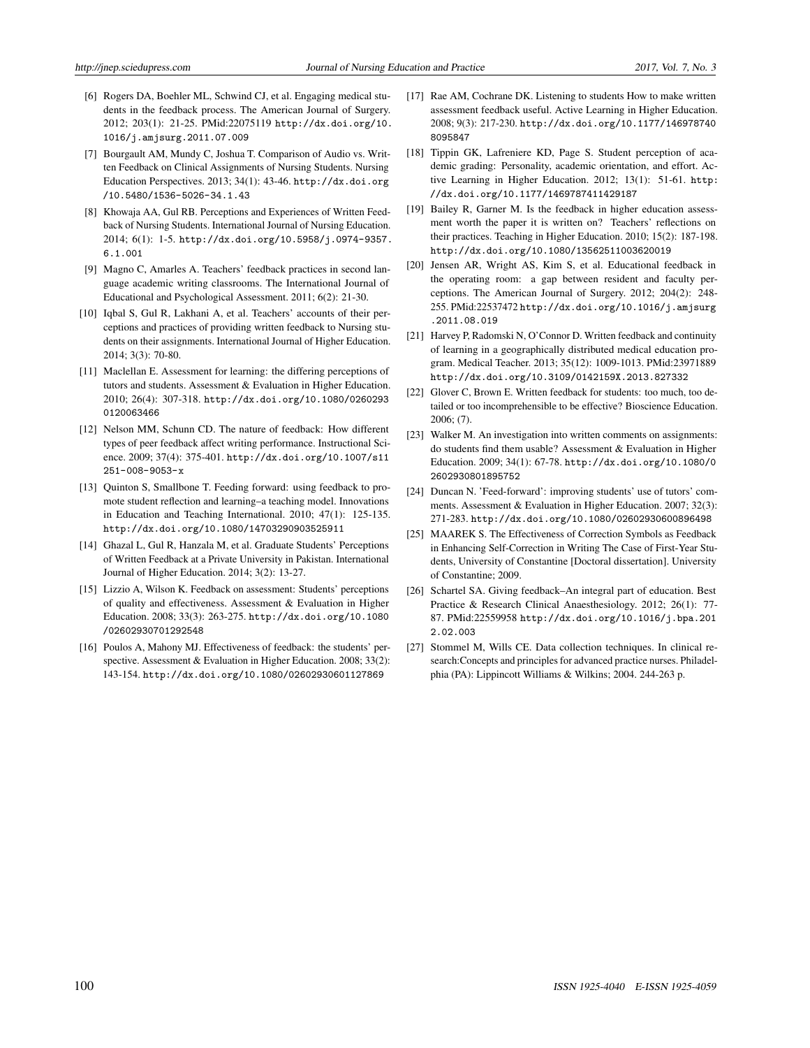[6] Rogers DA, Boehler ML, Schwind CJ, et al. Engaging medical students in the feedback process. The American Journal of Surgery. 2012; 203(1): 21-25. PMid:22075119 http://dx.doi.org/10.1016/j.amjsurg.2011.07.009

[7] Bourgault AM, Mundy C, Joshua T. Comparison of Audio vs. Written Feedback on Clinical Assignments of Nursing Students. Nursing Education Perspectives. 2013; 34(1): 43-46. http://dx.doi.org/10.5480/1536-5026-34.1.43

[8] Khowaja AA, Gul RB. Perceptions and Experiences of Written Feedback of Nursing Students. International Journal of Nursing Education. 2014; 6(1): 1-5. http://dx.doi.org/10.5958/j.0974-9357.6.1.001

[9] Magno C, Amarles A. Teachers' feedback practices in second language academic writing classrooms. The International Journal of Educational and Psychological Assessment. 2011; 6(2): 21-30.

[10] Iqbal S, Gul R, Lakhani A, et al. Teachers' accounts of their perceptions and practices of providing written feedback to Nursing students on their assignments. International Journal of Higher Education. 2014; 3(3): 70-80.

[11] Maclellan E. Assessment for learning: the differing perceptions of tutors and students. Assessment & Evaluation in Higher Education. 2010; 26(4): 307-318. http://dx.doi.org/10.1080/02602930120063466

[12] Nelson MM, Schunn CD. The nature of feedback: How different types of peer feedback affect writing performance. Instructional Science. 2009; 37(4): 375-401. http://dx.doi.org/10.1007/s11251-008-9053-x

[13] Quinton S, Smallbone T. Feeding forward: using feedback to promote student reflection and learning–a teaching model. Innovations in Education and Teaching International. 2010; 47(1): 125-135. http://dx.doi.org/10.1080/14703290903525911

[14] Ghazal L, Gul R, Hanzala M, et al. Graduate Students' Perceptions of Written Feedback at a Private University in Pakistan. International Journal of Higher Education. 2014; 3(2): 13-27.

[15] Lizzio A, Wilson K. Feedback on assessment: Students' perceptions of quality and effectiveness. Assessment & Evaluation in Higher Education. 2008; 33(3): 263-275. http://dx.doi.org/10.1080/02602930701292548

[16] Poulos A, Mahony MJ. Effectiveness of feedback: the students' perspective. Assessment & Evaluation in Higher Education. 2008; 33(2): 143-154. http://dx.doi.org/10.1080/02602930601127869

[17] Rae AM, Cochrane DK. Listening to students How to make written assessment feedback useful. Active Learning in Higher Education. 2008; 9(3): 217-230. http://dx.doi.org/10.1177/1469787408095847

[18] Tippin GK, Lafreniere KD, Page S. Student perception of academic grading: Personality, academic orientation, and effort. Active Learning in Higher Education. 2012; 13(1): 51-61. http://dx.doi.org/10.1177/1469787411429187

[19] Bailey R, Garner M. Is the feedback in higher education assessment worth the paper it is written on? Teachers' reflections on their practices. Teaching in Higher Education. 2010; 15(2): 187-198. http://dx.doi.org/10.1080/13562511003620019

[20] Jensen AR, Wright AS, Kim S, et al. Educational feedback in the operating room: a gap between resident and faculty perceptions. The American Journal of Surgery. 2012; 204(2): 248-255. PMid:22537472 http://dx.doi.org/10.1016/j.amjsurg.2011.08.019

[21] Harvey P, Radomski N, O'Connor D. Written feedback and continuity of learning in a geographically distributed medical education program. Medical Teacher. 2013; 35(12): 1009-1013. PMid:23971889 http://dx.doi.org/10.3109/0142159X.2013.827332

[22] Glover C, Brown E. Written feedback for students: too much, too detailed or too incomprehensible to be effective? Bioscience Education. 2006; (7).

[23] Walker M. An investigation into written comments on assignments: do students find them usable? Assessment & Evaluation in Higher Education. 2009; 34(1): 67-78. http://dx.doi.org/10.1080/02602930801895752

[24] Duncan N. 'Feed-forward': improving students' use of tutors' comments. Assessment & Evaluation in Higher Education. 2007; 32(3): 271-283. http://dx.doi.org/10.1080/02602930600896498

[25] MAAREK S. The Effectiveness of Correction Symbols as Feedback in Enhancing Self-Correction in Writing The Case of First-Year Students, University of Constantine [Doctoral dissertation]. University of Constantine; 2009.

[26] Schartel SA. Giving feedback–An integral part of education. Best Practice & Research Clinical Anaesthesiology. 2012; 26(1): 77-87. PMid:22559958 http://dx.doi.org/10.1016/j.bpa.2012.02.003

[27] Stommel M, Wills CE. Data collection techniques. In clinical research:Concepts and principles for advanced practice nurses. Philadelphia (PA): Lippincott Williams & Wilkins; 2004. 244-263 p.